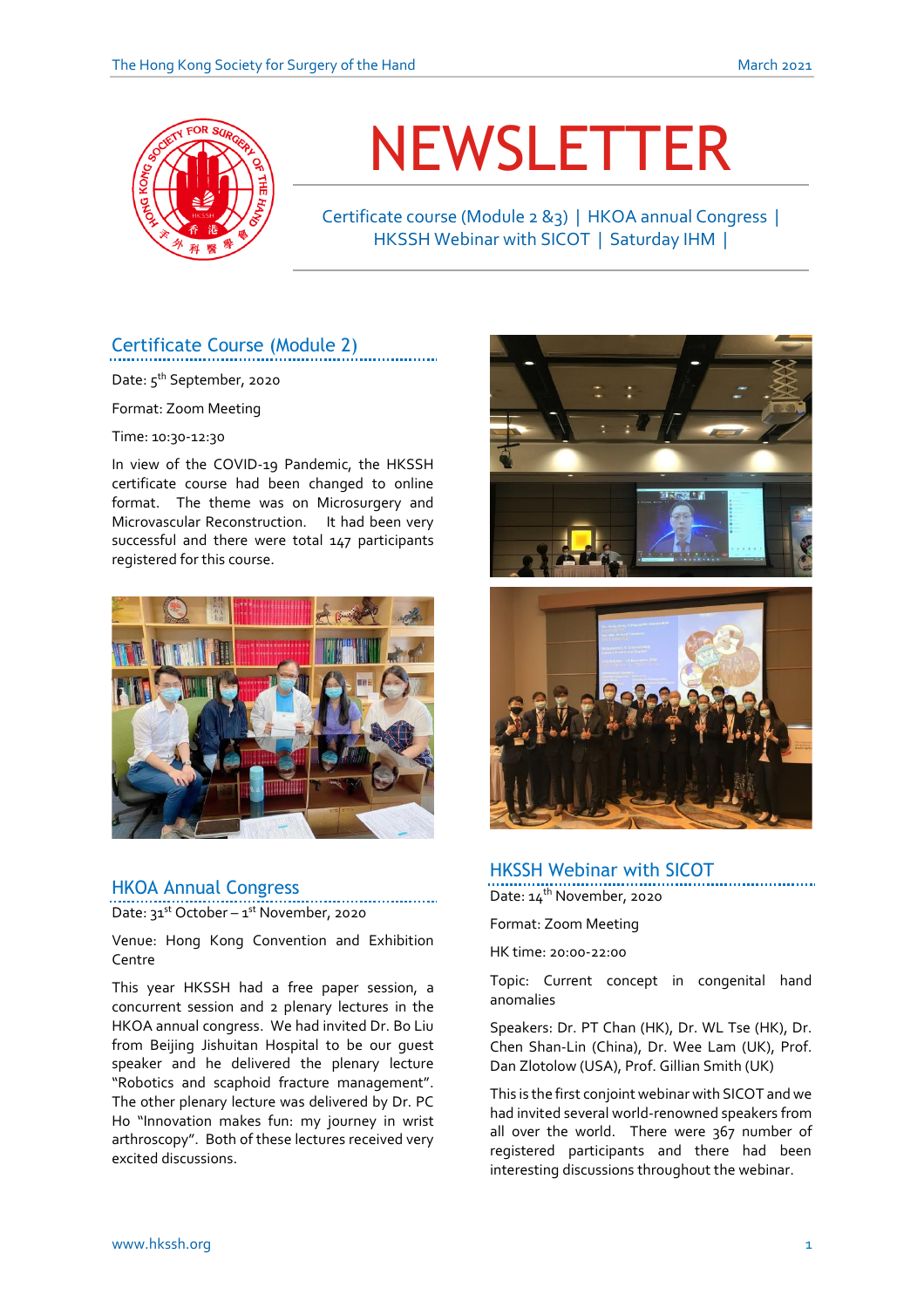# NEWSLETTER

Certificate course (Module 2 &3) | HKOA annual Congress | HKSSH Webinar with SICOT | Saturday IHM |

## Certificate Course (Module 2)

Date: 5th September, 2020

Format: Zoom Meeting

Time: 10:30-12:30

In view of the COVID-19 Pandemic, the HKSSH certificate course had been changed to online format. The theme was on Microsurgery and Microvascular Reconstruction. It had been very successful and there were total 147 participants registered for this course.

## HKOA Annual Congress

Date: 31st October – 1st November, 2020

Venue: Hong Kong Convention and Exhibition Centre

This year HKSSH had a free paper session, a concurrent session and 2 plenary lectures in the HKOA annual congress. We had invited Dr. Bo Liu from Beijing Jishuitan Hospital to be our guest speaker and he delivered the plenary lecture "Robotics and scaphoid fracture management". The other plenary lecture was delivered by Dr. PC Ho "Innovation makes fun: my journey in wrist arthroscopy". Both of these lectures received very excited discussions.

## HKSSH Webinar with SICOT

Date: 14th November, 2020

Format: Zoom Meeting

HK time: 20:00-22:00

Topic: Current concept in congenital hand anomalies

Speakers: Dr. PT Chan (HK), Dr. WL Tse (HK), Dr. Chen Shan-Lin (China), Dr. Wee Lam (UK), Prof. Dan Zlotolow (USA), Prof. Gillian Smith (UK)

This is the first conjoint webinar with SICOT and we had invited several world-renowned speakers from all over the world. There were 367 number of registered participants and there had been interesting discussions throughout the webinar.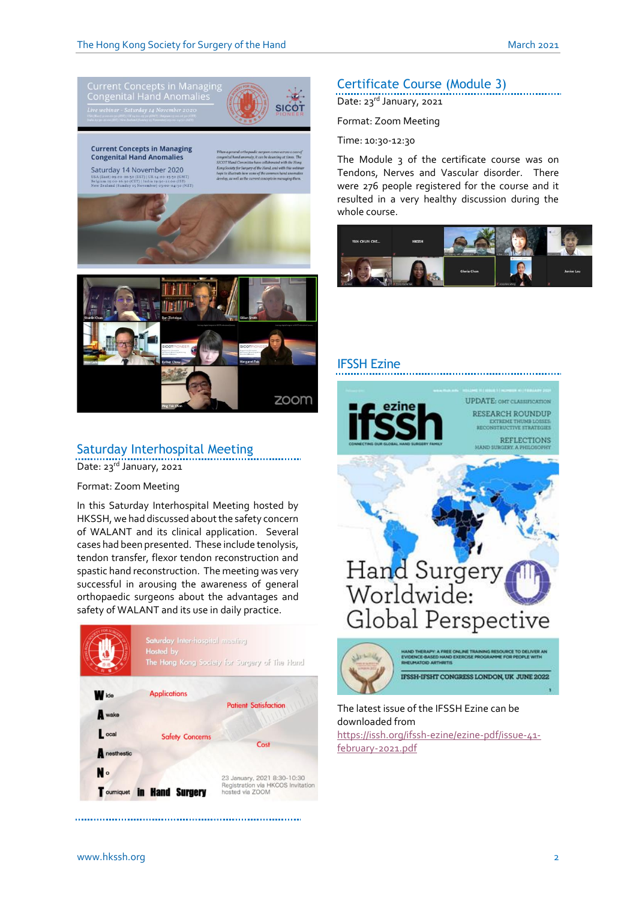## Saturday Interhospital Meeting

Date: 23rd January, 2021

Format: Zoom Meeting

In this Saturday Interhospital Meeting hosted by HKSSH, we had discussed about the safety concern of WALANT and its clinical application. Several cases had been presented. These include tenolysis, tendon transfer, flexor tendon reconstruction and spastic hand reconstruction. The meeting was very successful in arousing the awareness of general orthopaedic surgeons about the advantages and safety of WALANT and its use in daily practice.

## Certificate Course (Module 3)

Date: 23rd January, 2021

Format: Zoom Meeting

Time: 10:30-12:30

The Module 3 of the certificate course was on Tendons, Nerves and Vascular disorder. There were 276 people registered for the course and it resulted in a very healthy discussion during the whole course.

## IFSSH Ezine

The latest issue of the IFSSH Ezine can be downloaded from https://issh.org/ifssh-ezine/ezine-pdf/issue-41-february-2021.pdf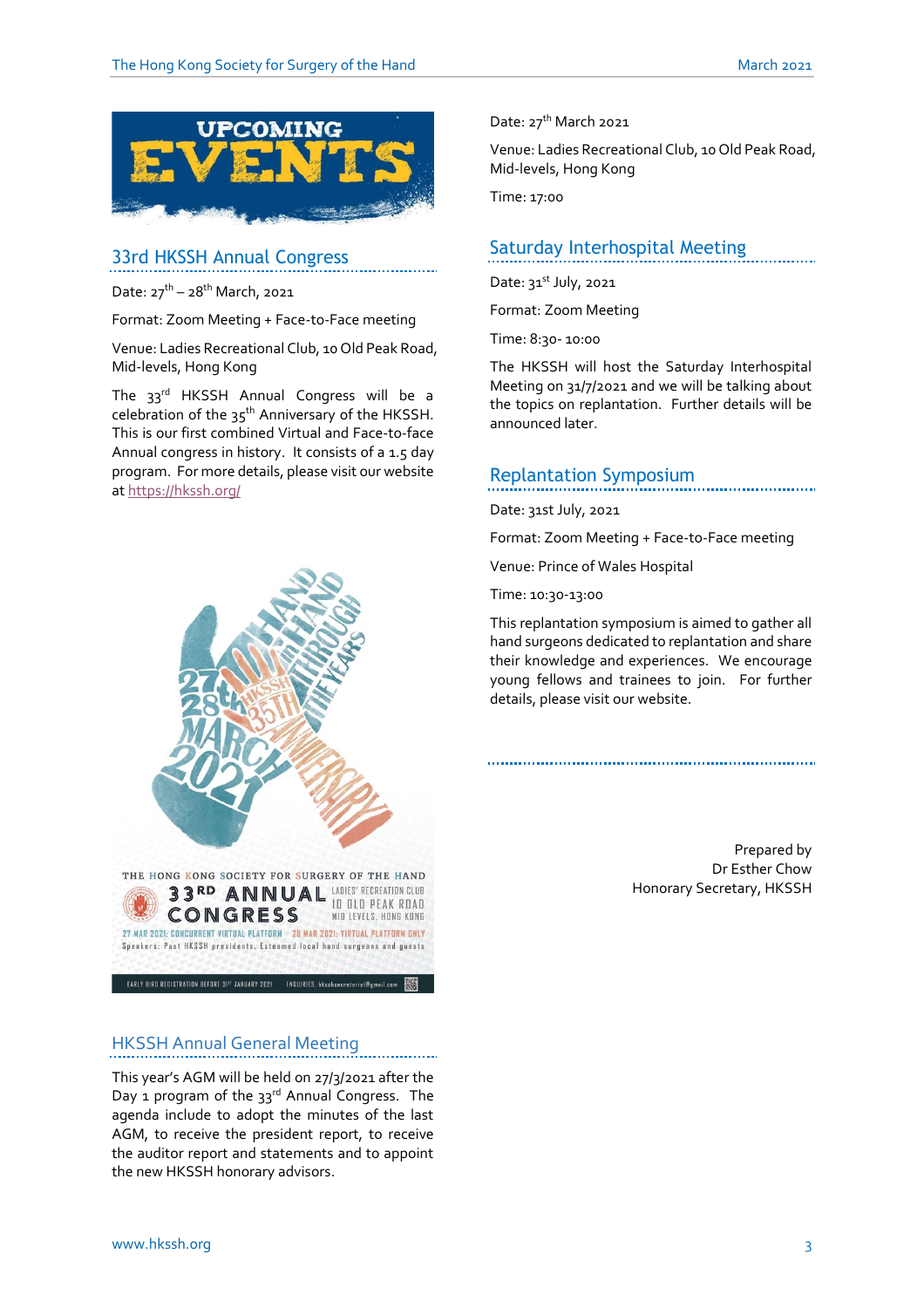UPCOMING EVENTS

## 33rd HKSSH Annual Congress

Date: 27th – 28th March, 2021

Format: Zoom Meeting + Face-to-Face meeting

Venue: Ladies Recreational Club, 10 Old Peak Road, Mid-levels, Hong Kong

The 33rd HKSSH Annual Congress will be a celebration of the 35th Anniversary of the HKSSH. This is our first combined Virtual and Face-to-face Annual congress in history. It consists of a 1.5 day program. For more details, please visit our website at https://hkssh.org/

## HKSSH Annual General Meeting

This year's AGM will be held on 27/3/2021 after the Day 1 program of the 33rd Annual Congress. The agenda include to adopt the minutes of the last AGM, to receive the president report, to receive the auditor report and statements and to appoint the new HKSSH honorary advisors.

Date: 27th March 2021

Venue: Ladies Recreational Club, 10 Old Peak Road, Mid-levels, Hong Kong

Time: 17:00

## Saturday Interhospital Meeting

Date: 31st July, 2021

Format: Zoom Meeting

Time: 8:30- 10:00

The HKSSH will host the Saturday Interhospital Meeting on 31/7/2021 and we will be talking about the topics on replantation. Further details will be announced later.

## Replantation Symposium

Date: 31st July, 2021

Format: Zoom Meeting + Face-to-Face meeting

Venue: Prince of Wales Hospital

Time: 10:30-13:00

This replantation symposium is aimed to gather all hand surgeons dedicated to replantation and share their knowledge and experiences. We encourage young fellows and trainees to join. For further details, please visit our website.

Prepared by
Dr Esther Chow
Honorary Secretary, HKSSH